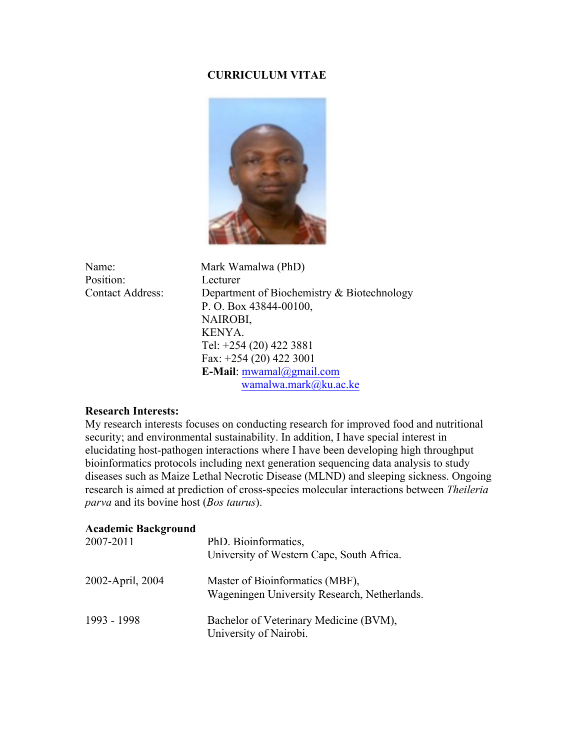# CURRICULUM VITAE

| | |
|---|---|
| Name: | Mark Wamalwa (PhD) |
| Position: | Lecturer |
| Contact Address: | Department of Biochemistry & Biotechnology |
| | P. O. Box 43844-00100, |
| | NAIROBI, |
| | KENYA. |
| | Tel: +254 (20) 422 3881 |
| | Fax: +254 (20) 422 3001 |
| | **E-Mail**: mwamal@gmail.com |
| | wamalwa.mark@ku.ac.ke |

**Research Interests:**

My research interests focuses on conducting research for improved food and nutritional security; and environmental sustainability. In addition, I have special interest in elucidating host-pathogen interactions where I have been developing high throughput bioinformatics protocols including next generation sequencing data analysis to study diseases such as Maize Lethal Necrotic Disease (MLND) and sleeping sickness. Ongoing research is aimed at prediction of cross-species molecular interactions between *Theileria parva* and its bovine host (*Bos taurus*).

**Academic Background**

| | |
|---|---|
| 2007-2011 | PhD. Bioinformatics, University of Western Cape, South Africa. |
| 2002-April, 2004 | Master of Bioinformatics (MBF), Wageningen University Research, Netherlands. |
| 1993 - 1998 | Bachelor of Veterinary Medicine (BVM), University of Nairobi. |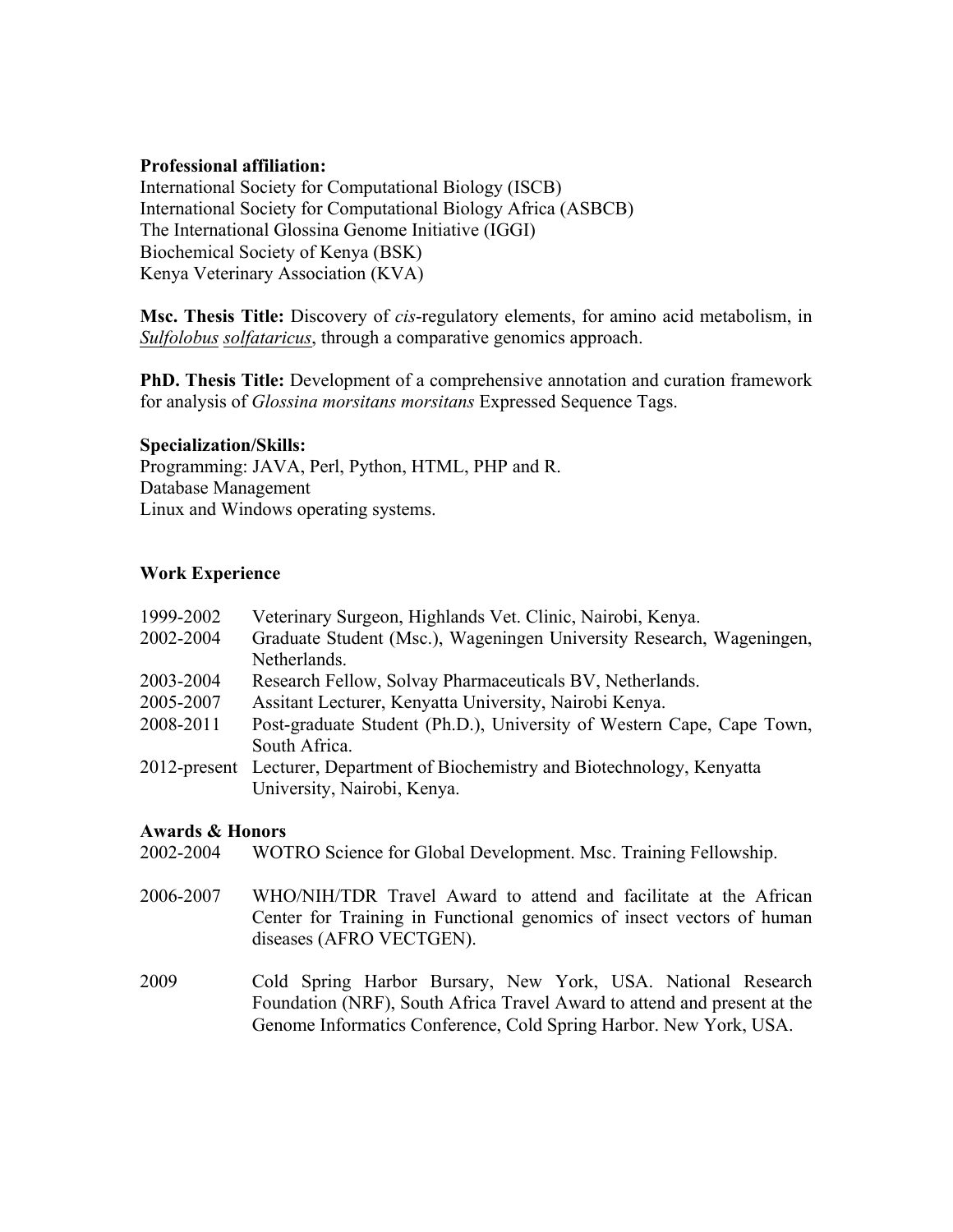**Professional affiliation:**
International Society for Computational Biology (ISCB)
International Society for Computational Biology Africa (ASBCB)
The International Glossina Genome Initiative (IGGI)
Biochemical Society of Kenya (BSK)
Kenya Veterinary Association (KVA)

**Msc. Thesis Title:** Discovery of *cis*-regulatory elements, for amino acid metabolism, in *Sulfolobus solfataricus*, through a comparative genomics approach.

**PhD. Thesis Title:** Development of a comprehensive annotation and curation framework for analysis of *Glossina morsitans morsitans* Expressed Sequence Tags.

**Specialization/Skills:**
Programming: JAVA, Perl, Python, HTML, PHP and R.
Database Management
Linux and Windows operating systems.

**Work Experience**

| | |
|---|---|
| 1999-2002 | Veterinary Surgeon, Highlands Vet. Clinic, Nairobi, Kenya. |
| 2002-2004 | Graduate Student (Msc.), Wageningen University Research, Wageningen, Netherlands. |
| 2003-2004 | Research Fellow, Solvay Pharmaceuticals BV, Netherlands. |
| 2005-2007 | Assitant Lecturer, Kenyatta University, Nairobi Kenya. |
| 2008-2011 | Post-graduate Student (Ph.D.), University of Western Cape, Cape Town, South Africa. |
| 2012-present | Lecturer, Department of Biochemistry and Biotechnology, Kenyatta University, Nairobi, Kenya. |

**Awards & Honors**

| | |
|---|---|
| 2002-2004 | WOTRO Science for Global Development. Msc. Training Fellowship. |
| 2006-2007 | WHO/NIH/TDR Travel Award to attend and facilitate at the African Center for Training in Functional genomics of insect vectors of human diseases (AFRO VECTGEN). |
| 2009 | Cold Spring Harbor Bursary, New York, USA. National Research Foundation (NRF), South Africa Travel Award to attend and present at the Genome Informatics Conference, Cold Spring Harbor. New York, USA. |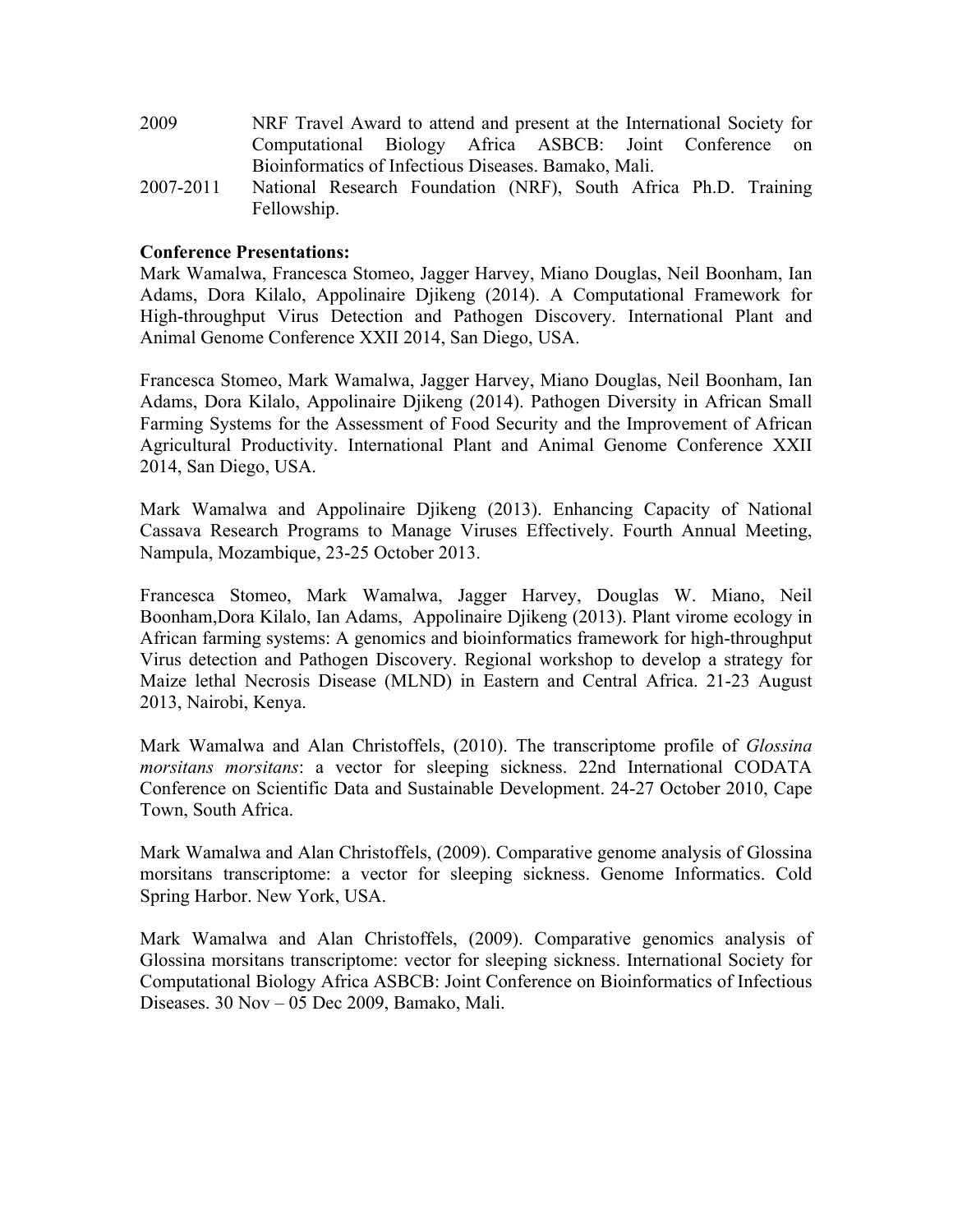2009 NRF Travel Award to attend and present at the International Society for Computational Biology Africa ASBCB: Joint Conference on Bioinformatics of Infectious Diseases. Bamako, Mali.

2007-2011 National Research Foundation (NRF), South Africa Ph.D. Training Fellowship.

**Conference Presentations:**

Mark Wamalwa, Francesca Stomeo, Jagger Harvey, Miano Douglas, Neil Boonham, Ian Adams, Dora Kilalo, Appolinaire Djikeng (2014). A Computational Framework for High-throughput Virus Detection and Pathogen Discovery. International Plant and Animal Genome Conference XXII 2014, San Diego, USA.

Francesca Stomeo, Mark Wamalwa, Jagger Harvey, Miano Douglas, Neil Boonham, Ian Adams, Dora Kilalo, Appolinaire Djikeng (2014). Pathogen Diversity in African Small Farming Systems for the Assessment of Food Security and the Improvement of African Agricultural Productivity. International Plant and Animal Genome Conference XXII 2014, San Diego, USA.

Mark Wamalwa and Appolinaire Djikeng (2013). Enhancing Capacity of National Cassava Research Programs to Manage Viruses Effectively. Fourth Annual Meeting, Nampula, Mozambique, 23-25 October 2013.

Francesca Stomeo, Mark Wamalwa, Jagger Harvey, Douglas W. Miano, Neil Boonham,Dora Kilalo, Ian Adams, Appolinaire Djikeng (2013). Plant virome ecology in African farming systems: A genomics and bioinformatics framework for high-throughput Virus detection and Pathogen Discovery. Regional workshop to develop a strategy for Maize lethal Necrosis Disease (MLND) in Eastern and Central Africa. 21-23 August 2013, Nairobi, Kenya.

Mark Wamalwa and Alan Christoffels, (2010). The transcriptome profile of *Glossina morsitans morsitans*: a vector for sleeping sickness. 22nd International CODATA Conference on Scientific Data and Sustainable Development. 24-27 October 2010, Cape Town, South Africa.

Mark Wamalwa and Alan Christoffels, (2009). Comparative genome analysis of Glossina morsitans transcriptome: a vector for sleeping sickness. Genome Informatics. Cold Spring Harbor. New York, USA.

Mark Wamalwa and Alan Christoffels, (2009). Comparative genomics analysis of Glossina morsitans transcriptome: vector for sleeping sickness. International Society for Computational Biology Africa ASBCB: Joint Conference on Bioinformatics of Infectious Diseases. 30 Nov – 05 Dec 2009, Bamako, Mali.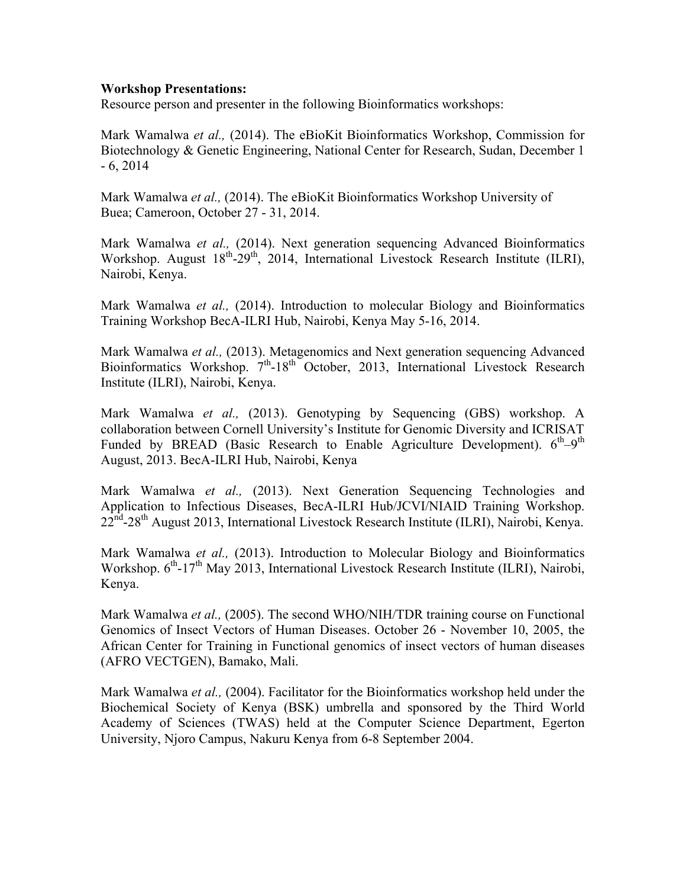**Workshop Presentations:**

Resource person and presenter in the following Bioinformatics workshops:

Mark Wamalwa *et al.,* (2014). The eBioKit Bioinformatics Workshop, Commission for Biotechnology & Genetic Engineering, National Center for Research, Sudan, December 1 - 6, 2014

Mark Wamalwa *et al.,* (2014). The eBioKit Bioinformatics Workshop University of Buea; Cameroon, October 27 - 31, 2014.

Mark Wamalwa *et al.,* (2014). Next generation sequencing Advanced Bioinformatics Workshop. August 18th-29th, 2014, International Livestock Research Institute (ILRI), Nairobi, Kenya.

Mark Wamalwa *et al.,* (2014). Introduction to molecular Biology and Bioinformatics Training Workshop BecA-ILRI Hub, Nairobi, Kenya May 5-16, 2014.

Mark Wamalwa *et al.,* (2013). Metagenomics and Next generation sequencing Advanced Bioinformatics Workshop. 7th-18th October, 2013, International Livestock Research Institute (ILRI), Nairobi, Kenya.

Mark Wamalwa *et al.,* (2013). Genotyping by Sequencing (GBS) workshop. A collaboration between Cornell University's Institute for Genomic Diversity and ICRISAT Funded by BREAD (Basic Research to Enable Agriculture Development). 6th–9th August, 2013. BecA-ILRI Hub, Nairobi, Kenya

Mark Wamalwa *et al.,* (2013). Next Generation Sequencing Technologies and Application to Infectious Diseases, BecA-ILRI Hub/JCVI/NIAID Training Workshop. 22nd-28th August 2013, International Livestock Research Institute (ILRI), Nairobi, Kenya.

Mark Wamalwa *et al.,* (2013). Introduction to Molecular Biology and Bioinformatics Workshop. 6th-17th May 2013, International Livestock Research Institute (ILRI), Nairobi, Kenya.

Mark Wamalwa *et al.,* (2005). The second WHO/NIH/TDR training course on Functional Genomics of Insect Vectors of Human Diseases. October 26 - November 10, 2005, the African Center for Training in Functional genomics of insect vectors of human diseases (AFRO VECTGEN), Bamako, Mali.

Mark Wamalwa *et al.,* (2004). Facilitator for the Bioinformatics workshop held under the Biochemical Society of Kenya (BSK) umbrella and sponsored by the Third World Academy of Sciences (TWAS) held at the Computer Science Department, Egerton University, Njoro Campus, Nakuru Kenya from 6-8 September 2004.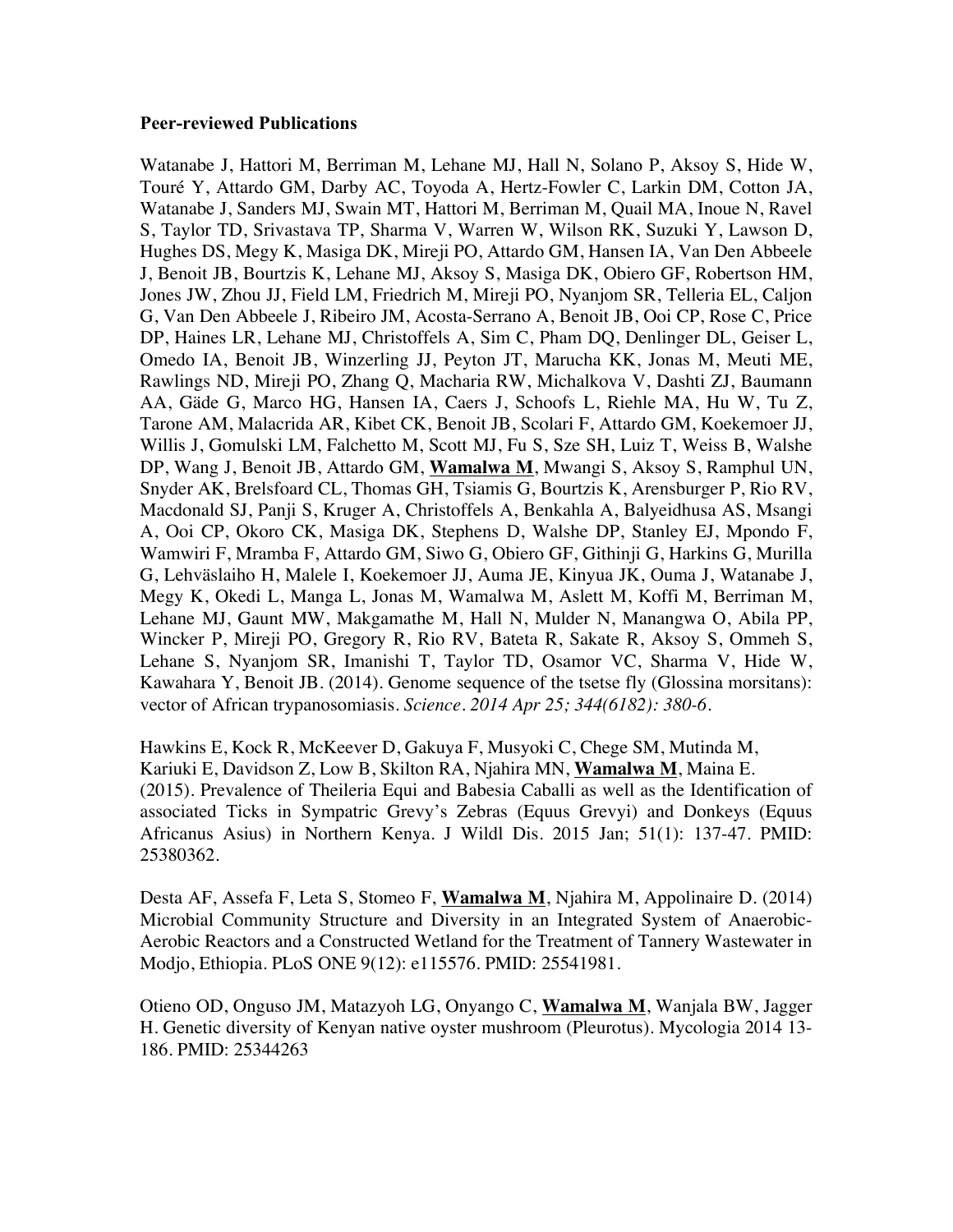**Peer-reviewed Publications**

Watanabe J, Hattori M, Berriman M, Lehane MJ, Hall N, Solano P, Aksoy S, Hide W, Touré Y, Attardo GM, Darby AC, Toyoda A, Hertz-Fowler C, Larkin DM, Cotton JA, Watanabe J, Sanders MJ, Swain MT, Hattori M, Berriman M, Quail MA, Inoue N, Ravel S, Taylor TD, Srivastava TP, Sharma V, Warren W, Wilson RK, Suzuki Y, Lawson D, Hughes DS, Megy K, Masiga DK, Mireji PO, Attardo GM, Hansen IA, Van Den Abbeele J, Benoit JB, Bourtzis K, Lehane MJ, Aksoy S, Masiga DK, Obiero GF, Robertson HM, Jones JW, Zhou JJ, Field LM, Friedrich M, Mireji PO, Nyanjom SR, Telleria EL, Caljon G, Van Den Abbeele J, Ribeiro JM, Acosta-Serrano A, Benoit JB, Ooi CP, Rose C, Price DP, Haines LR, Lehane MJ, Christoffels A, Sim C, Pham DQ, Denlinger DL, Geiser L, Omedo IA, Benoit JB, Winzerling JJ, Peyton JT, Marucha KK, Jonas M, Meuti ME, Rawlings ND, Mireji PO, Zhang Q, Macharia RW, Michalkova V, Dashti ZJ, Baumann AA, Gäde G, Marco HG, Hansen IA, Caers J, Schoofs L, Riehle MA, Hu W, Tu Z, Tarone AM, Malacrida AR, Kibet CK, Benoit JB, Scolari F, Attardo GM, Koekemoer JJ, Willis J, Gomulski LM, Falchetto M, Scott MJ, Fu S, Sze SH, Luiz T, Weiss B, Walshe DP, Wang J, Benoit JB, Attardo GM, **<u>Wamalwa M</u>**, Mwangi S, Aksoy S, Ramphul UN, Snyder AK, Brelsfoard CL, Thomas GH, Tsiamis G, Bourtzis K, Arensburger P, Rio RV, Macdonald SJ, Panji S, Kruger A, Christoffels A, Benkahla A, Balyeidhusa AS, Msangi A, Ooi CP, Okoro CK, Masiga DK, Stephens D, Walshe DP, Stanley EJ, Mpondo F, Wamwiri F, Mramba F, Attardo GM, Siwo G, Obiero GF, Githinji G, Harkins G, Murilla G, Lehväslaiho H, Malele I, Koekemoer JJ, Auma JE, Kinyua JK, Ouma J, Watanabe J, Megy K, Okedi L, Manga L, Jonas M, Wamalwa M, Aslett M, Koffi M, Berriman M, Lehane MJ, Gaunt MW, Makgamathe M, Hall N, Mulder N, Manangwa O, Abila PP, Wincker P, Mireji PO, Gregory R, Rio RV, Bateta R, Sakate R, Aksoy S, Ommeh S, Lehane S, Nyanjom SR, Imanishi T, Taylor TD, Osamor VC, Sharma V, Hide W, Kawahara Y, Benoit JB. (2014). Genome sequence of the tsetse fly (Glossina morsitans): vector of African trypanosomiasis. *Science. 2014 Apr 25; 344(6182): 380-6.*

Hawkins E, Kock R, McKeever D, Gakuya F, Musyoki C, Chege SM, Mutinda M, Kariuki E, Davidson Z, Low B, Skilton RA, Njahira MN, **<u>Wamalwa M</u>**, Maina E. (2015). Prevalence of Theileria Equi and Babesia Caballi as well as the Identification of associated Ticks in Sympatric Grevy's Zebras (Equus Grevyi) and Donkeys (Equus Africanus Asius) in Northern Kenya. J Wildl Dis. 2015 Jan; 51(1): 137-47. PMID: 25380362.

Desta AF, Assefa F, Leta S, Stomeo F, **<u>Wamalwa M</u>**, Njahira M, Appolinaire D. (2014) Microbial Community Structure and Diversity in an Integrated System of Anaerobic-Aerobic Reactors and a Constructed Wetland for the Treatment of Tannery Wastewater in Modjo, Ethiopia. PLoS ONE 9(12): e115576. PMID: 25541981.

Otieno OD, Onguso JM, Matazyoh LG, Onyango C, **<u>Wamalwa M</u>**, Wanjala BW, Jagger H. Genetic diversity of Kenyan native oyster mushroom (Pleurotus). Mycologia 2014 13-186. PMID: 25344263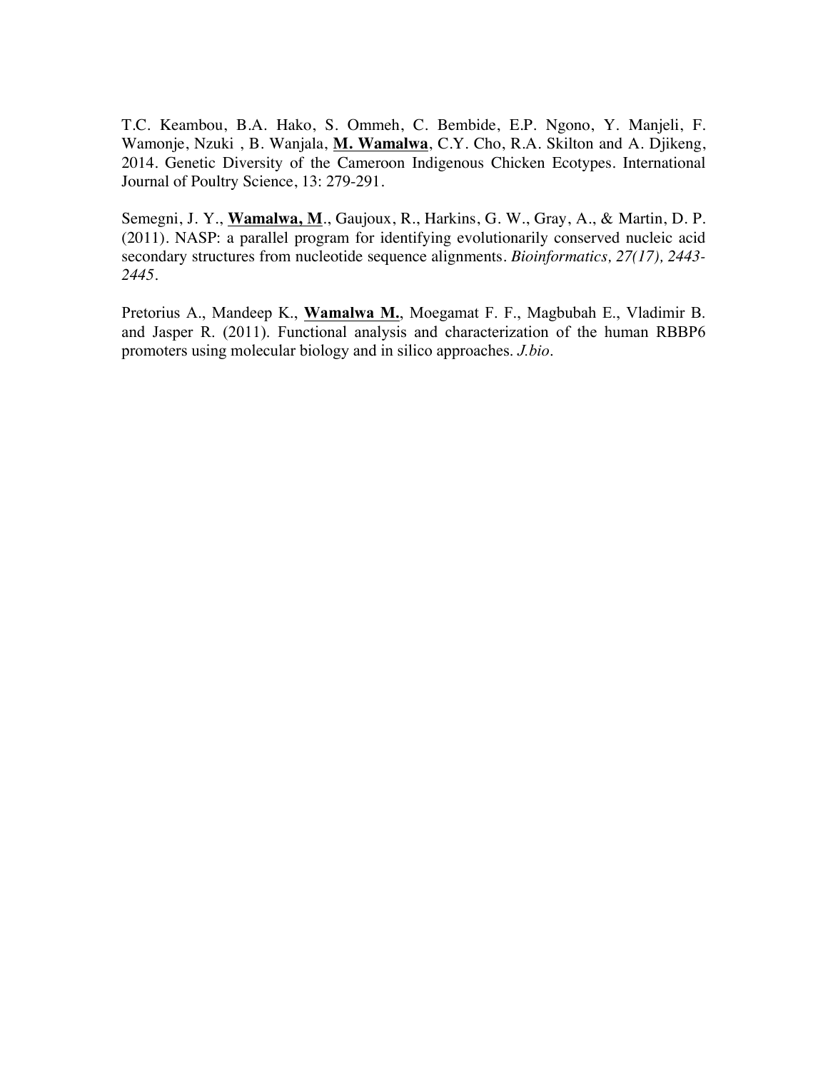T.C. Keambou, B.A. Hako, S. Ommeh, C. Bembide, E.P. Ngono, Y. Manjeli, F. Wamonje, Nzuki , B. Wanjala, **M. Wamalwa**, C.Y. Cho, R.A. Skilton and A. Djikeng, 2014. Genetic Diversity of the Cameroon Indigenous Chicken Ecotypes. International Journal of Poultry Science, 13: 279-291.

Semegni, J. Y., **Wamalwa, M**., Gaujoux, R., Harkins, G. W., Gray, A., & Martin, D. P. (2011). NASP: a parallel program for identifying evolutionarily conserved nucleic acid secondary structures from nucleotide sequence alignments. *Bioinformatics, 27(17), 2443-2445*.

Pretorius A., Mandeep K., **Wamalwa M.**, Moegamat F. F., Magbubah E., Vladimir B. and Jasper R. (2011). Functional analysis and characterization of the human RBBP6 promoters using molecular biology and in silico approaches. *J.bio*.